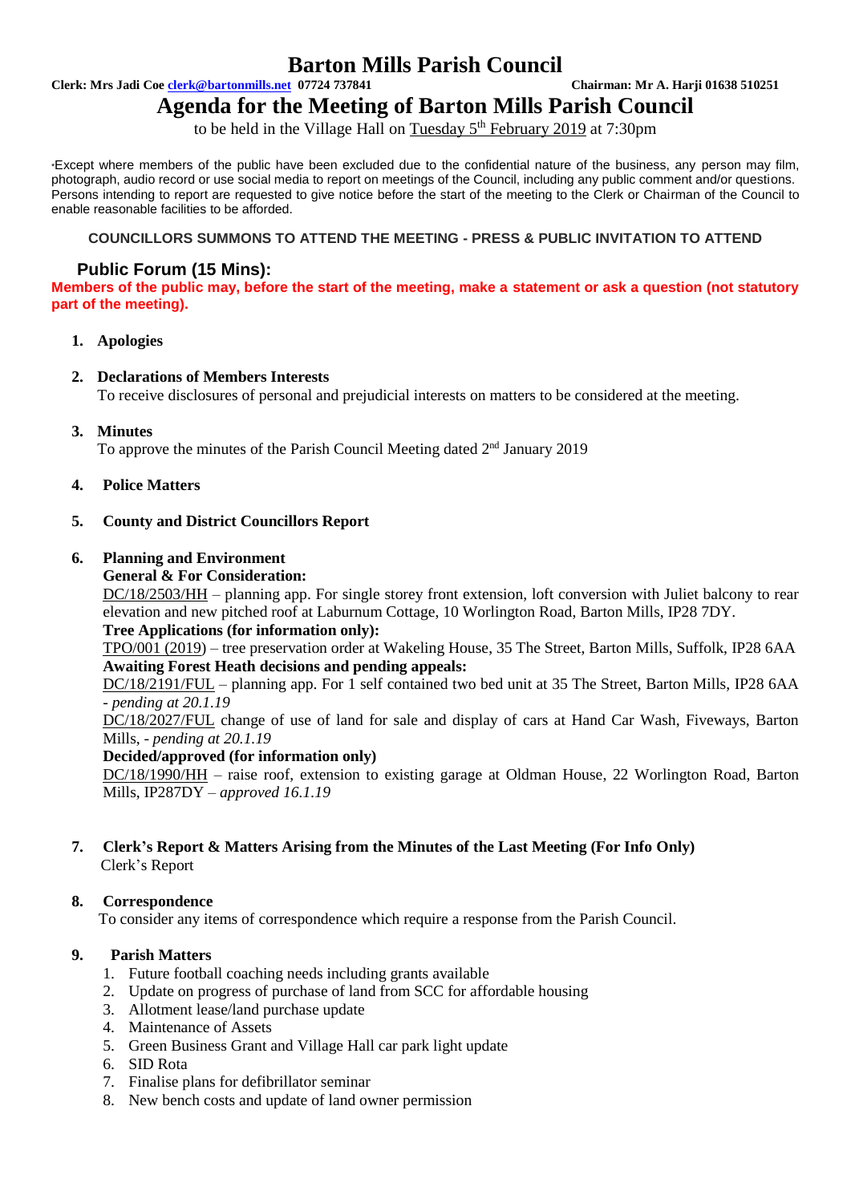# Barton Mills Parish Council

**Clerk: Mrs Jadi Coe [clerk@bartonmills.net](mailto:clerk@bartonmills.net) 07724 737841** **Chairman: Mr A. Harji 01638 510251**

# Agenda for the Meeting of Barton Mills Parish Council

to be held in the Village Hall on Tuesday 5th February 2019 at 7:30pm

*Except where members of the public have been excluded due to the confidential nature of the business, any person may film, photograph, audio record or use social media to report on meetings of the Council, including any public comment and/or questions. Persons intending to report are requested to give notice before the start of the meeting to the Clerk or Chairman of the Council to enable reasonable facilities to be afforded.

**COUNCILLORS SUMMONS TO ATTEND THE MEETING - PRESS & PUBLIC INVITATION TO ATTEND**

## Public Forum (15 Mins):

**Members of the public may, before the start of the meeting, make a statement or ask a question (not statutory part of the meeting).**

1. **Apologies**

2. **Declarations of Members Interests**
   To receive disclosures of personal and prejudicial interests on matters to be considered at the meeting.

3. **Minutes**
   To approve the minutes of the Parish Council Meeting dated 2nd January 2019

4. **Police Matters**

5. **County and District Councillors Report**

6. **Planning and Environment**
   **General & For Consideration:**
   DC/18/2503/HH – planning app. For single storey front extension, loft conversion with Juliet balcony to rear elevation and new pitched roof at Laburnum Cottage, 10 Worlington Road, Barton Mills, IP28 7DY.
   **Tree Applications (for information only):**
   TPO/001 (2019) – tree preservation order at Wakeling House, 35 The Street, Barton Mills, Suffolk, IP28 6AA
   **Awaiting Forest Heath decisions and pending appeals:**
   DC/18/2191/FUL – planning app. For 1 self contained two bed unit at 35 The Street, Barton Mills, IP28 6AA - *pending at 20.1.19*
   DC/18/2027/FUL change of use of land for sale and display of cars at Hand Car Wash, Fiveways, Barton Mills, - *pending at 20.1.19*
   **Decided/approved (for information only)**
   DC/18/1990/HH – raise roof, extension to existing garage at Oldman House, 22 Worlington Road, Barton Mills, IP287DY – *approved 16.1.19*

7. **Clerk's Report & Matters Arising from the Minutes of the Last Meeting (For Info Only)**
   Clerk's Report

8. **Correspondence**
   To consider any items of correspondence which require a response from the Parish Council.

9. **Parish Matters**
   1. Future football coaching needs including grants available
   2. Update on progress of purchase of land from SCC for affordable housing
   3. Allotment lease/land purchase update
   4. Maintenance of Assets
   5. Green Business Grant and Village Hall car park light update
   6. SID Rota
   7. Finalise plans for defibrillator seminar
   8. New bench costs and update of land owner permission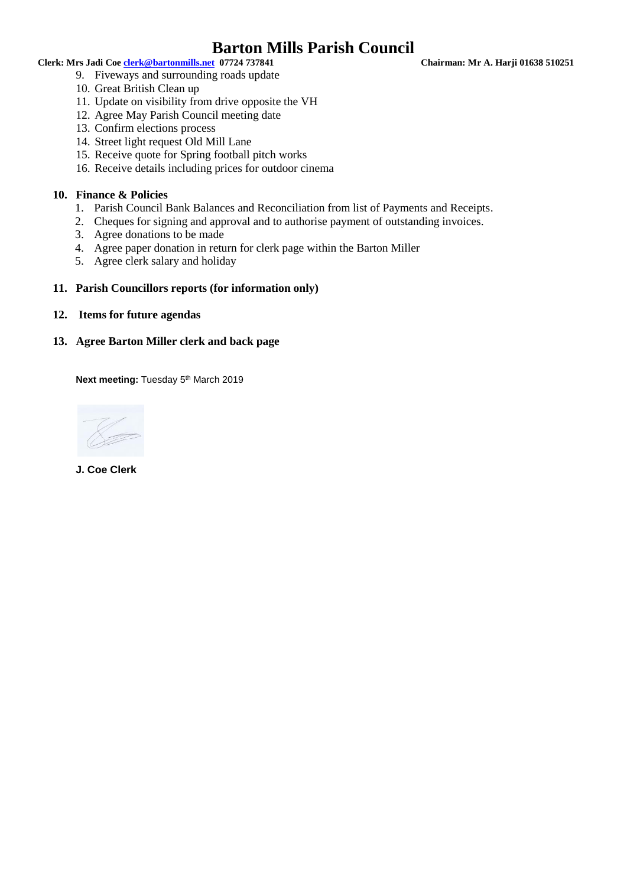# Barton Mills Parish Council

**Clerk: Mrs Jadi Coe clerk@bartonmills.net 07724 737841** **Chairman: Mr A. Harji 01638 510251**

9. Fiveways and surrounding roads update
10. Great British Clean up
11. Update on visibility from drive opposite the VH
12. Agree May Parish Council meeting date
13. Confirm elections process
14. Street light request Old Mill Lane
15. Receive quote for Spring football pitch works
16. Receive details including prices for outdoor cinema

**10. Finance & Policies**

1. Parish Council Bank Balances and Reconciliation from list of Payments and Receipts.
2. Cheques for signing and approval and to authorise payment of outstanding invoices.
3. Agree donations to be made
4. Agree paper donation in return for clerk page within the Barton Miller
5. Agree clerk salary and holiday

**11. Parish Councillors reports (for information only)**

**12. Items for future agendas**

**13. Agree Barton Miller clerk and back page**

**Next meeting:** Tuesday 5th March 2019

**J. Coe Clerk**